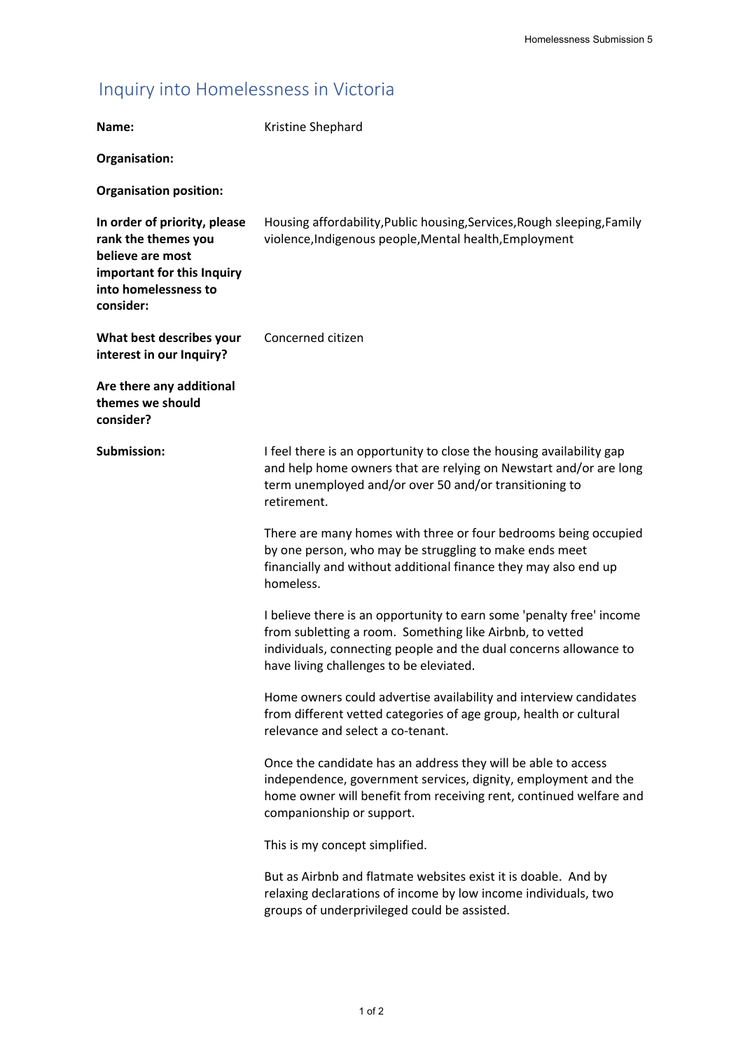# Inquiry into Homelessness in Victoria

**Name:** Kristine Shephard

**Organisation:**

**Organisation position:**

**In order of priority, please rank the themes you believe are most important for this Inquiry into homelessness to consider:** Housing affordability,Public housing,Services,Rough sleeping,Family violence,Indigenous people,Mental health,Employment

**What best describes your interest in our Inquiry?** Concerned citizen

**Are there any additional themes we should consider?**

**Submission:**

I feel there is an opportunity to close the housing availability gap and help home owners that are relying on Newstart and/or are long term unemployed and/or over 50 and/or transitioning to retirement.

There are many homes with three or four bedrooms being occupied by one person, who may be struggling to make ends meet financially and without additional finance they may also end up homeless.

I believe there is an opportunity to earn some 'penalty free' income from subletting a room. Something like Airbnb, to vetted individuals, connecting people and the dual concerns allowance to have living challenges to be eleviated.

Home owners could advertise availability and interview candidates from different vetted categories of age group, health or cultural relevance and select a co-tenant.

Once the candidate has an address they will be able to access independence, government services, dignity, employment and the home owner will benefit from receiving rent, continued welfare and companionship or support.

This is my concept simplified.

But as Airbnb and flatmate websites exist it is doable. And by relaxing declarations of income by low income individuals, two groups of underprivileged could be assisted.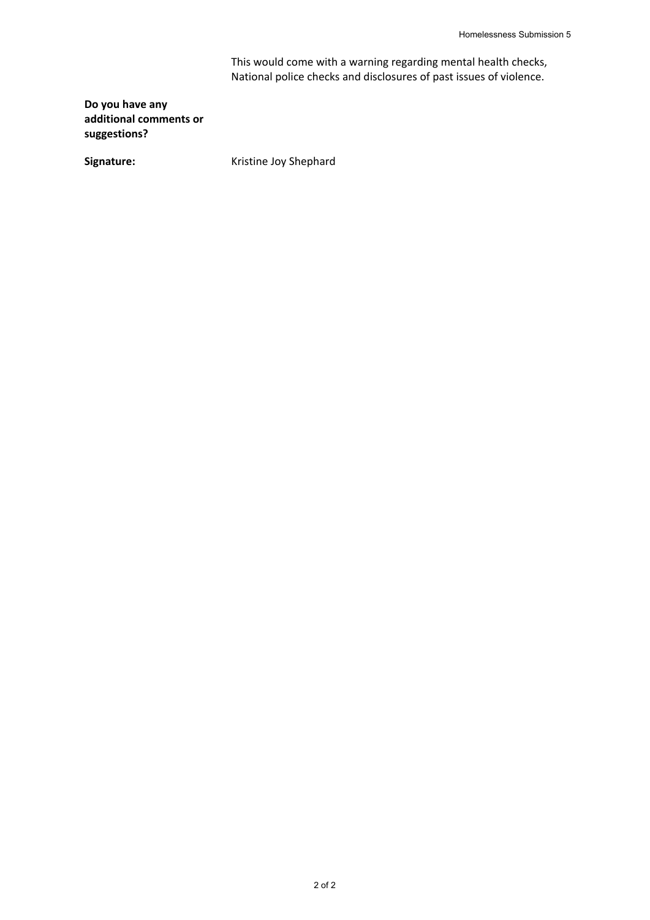This would come with a warning regarding mental health checks, National police checks and disclosures of past issues of violence.

**Do you have any additional comments or suggestions?**

**Signature:** Kristine Joy Shephard